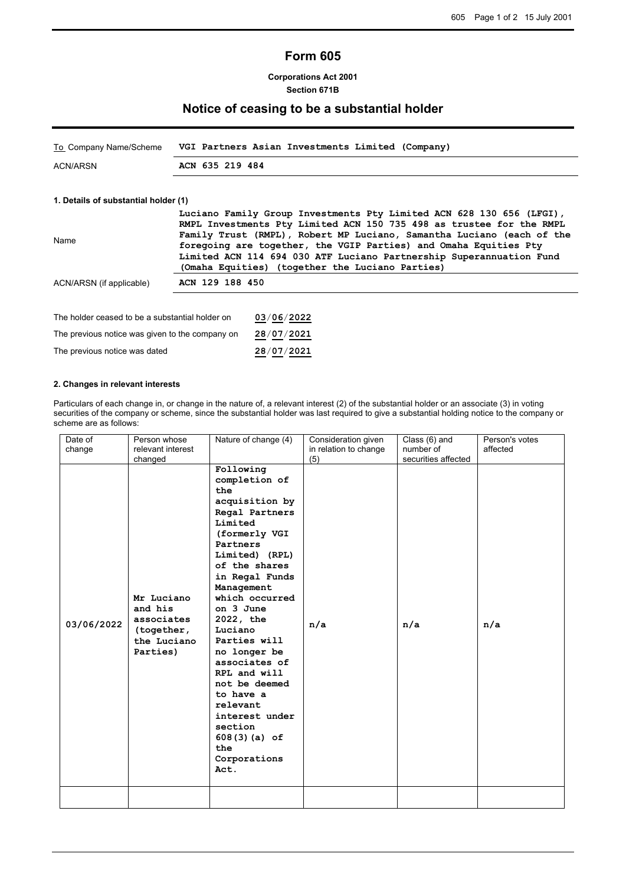# Form 605

**Corporations Act 2001**
**Section 671B**

## Notice of ceasing to be a substantial holder

| | |
|---|---|
| To Company Name/Scheme | **VGI Partners Asian Investments Limited (Company)** |
| ACN/ARSN | **ACN 635 219 484** |

**1. Details of substantial holder (1)**

| | |
|---|---|
| Name | **Luciano Family Group Investments Pty Limited ACN 628 130 656 (LFGI), RMPL Investments Pty Limited ACN 150 735 498 as trustee for the RMPL Family Trust (RMPL), Robert MP Luciano, Samantha Luciano (each of the foregoing are together, the VGIP Parties) and Omaha Equities Pty Limited ACN 114 694 030 ATF Luciano Partnership Superannuation Fund (Omaha Equities) (together the Luciano Parties)** |
| ACN/ARSN (if applicable) | **ACN 129 188 450** |

| | |
|---|---|
| The holder ceased to be a substantial holder on | **03/06/2022** |
| The previous notice was given to the company on | **28/07/2021** |
| The previous notice was dated | **28/07/2021** |

**2. Changes in relevant interests**

Particulars of each change in, or change in the nature of, a relevant interest (2) of the substantial holder or an associate (3) in voting securities of the company or scheme, since the substantial holder was last required to give a substantial holding notice to the company or scheme are as follows:

| Date of change | Person whose relevant interest changed | Nature of change (4) | Consideration given in relation to change (5) | Class (6) and number of securities affected | Person's votes affected |
|---|---|---|---|---|---|
| 03/06/2022 | Mr Luciano and his associates (together, the Luciano Parties) | Following completion of the acquisition by Regal Partners Limited (formerly VGI Partners Limited) (RPL) of the shares in Regal Funds Management which occurred on 3 June 2022, the Luciano Parties will no longer be associates of RPL and will not be deemed to have a relevant interest under section 608(3)(a) of the Corporations Act. | n/a | n/a | n/a |
| | | | | | |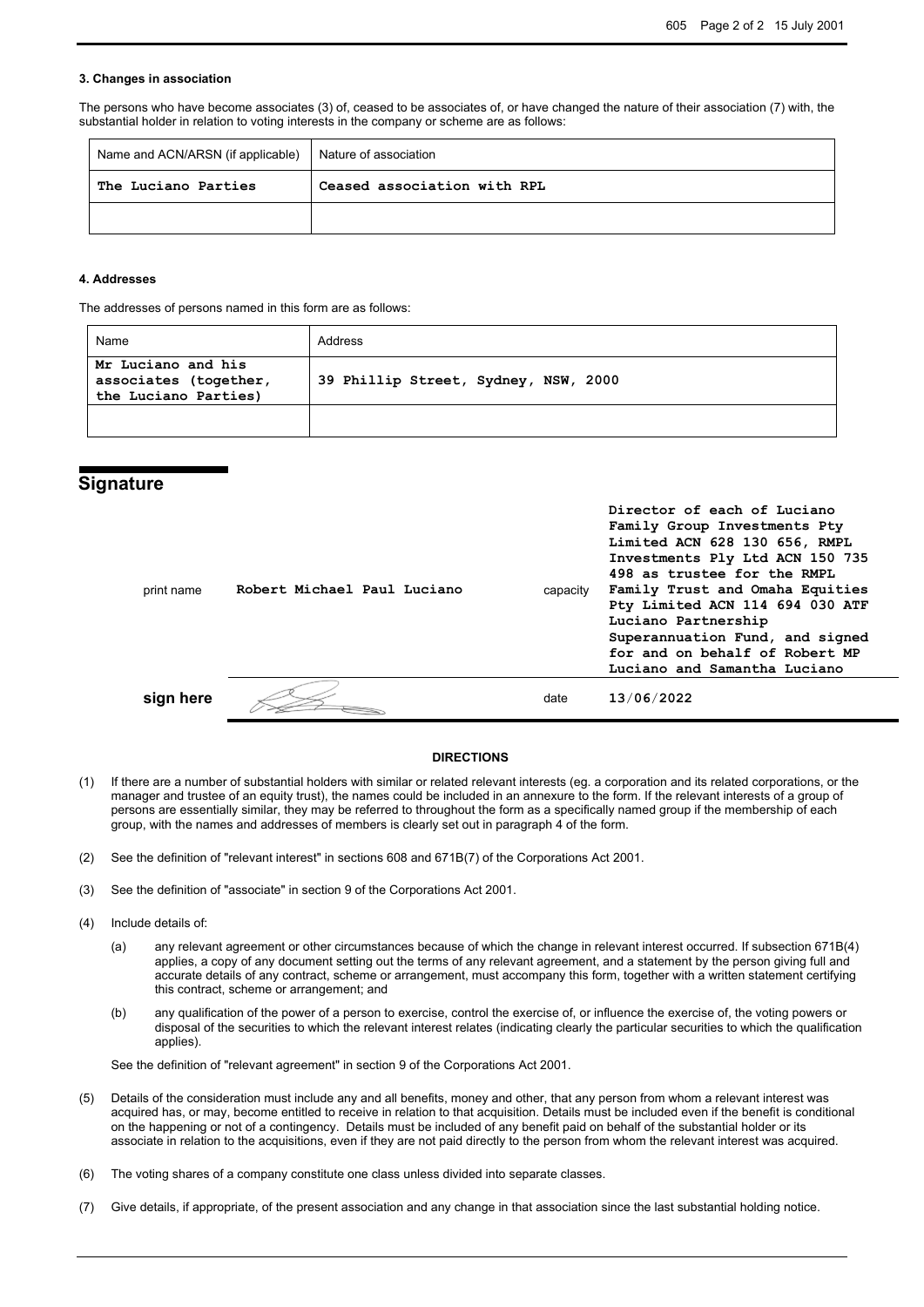#### 3. Changes in association

The persons who have become associates (3) of, ceased to be associates of, or have changed the nature of their association (7) with, the substantial holder in relation to voting interests in the company or scheme are as follows:

| Name and ACN/ARSN (if applicable) | Nature of association |
|---|---|
| The Luciano Parties | Ceased association with RPL |
| | |

#### 4. Addresses

The addresses of persons named in this form are as follows:

| Name | Address |
|---|---|
| Mr Luciano and his associates (together, the Luciano Parties) | 39 Phillip Street, Sydney, NSW, 2000 |
| | |

## Signature

| | | | |
|---|---|---|---|
| print name | Robert Michael Paul Luciano | capacity | Director of each of Luciano Family Group Investments Pty Limited ACN 628 130 656, RMPL Investments Ply Ltd ACN 150 735 498 as trustee for the RMPL Family Trust and Omaha Equities Pty Limited ACN 114 694 030 ATF Luciano Partnership Superannuation Fund, and signed for and on behalf of Robert MP Luciano and Samantha Luciano |
| sign here | | date | 13/06/2022 |

#### DIRECTIONS

(1) If there are a number of substantial holders with similar or related relevant interests (eg. a corporation and its related corporations, or the manager and trustee of an equity trust), the names could be included in an annexure to the form. If the relevant interests of a group of persons are essentially similar, they may be referred to throughout the form as a specifically named group if the membership of each group, with the names and addresses of members is clearly set out in paragraph 4 of the form.

(2) See the definition of "relevant interest" in sections 608 and 671B(7) of the Corporations Act 2001.

(3) See the definition of "associate" in section 9 of the Corporations Act 2001.

(4) Include details of:

(a) any relevant agreement or other circumstances because of which the change in relevant interest occurred. If subsection 671B(4) applies, a copy of any document setting out the terms of any relevant agreement, and a statement by the person giving full and accurate details of any contract, scheme or arrangement, must accompany this form, together with a written statement certifying this contract, scheme or arrangement; and

(b) any qualification of the power of a person to exercise, control the exercise of, or influence the exercise of, the voting powers or disposal of the securities to which the relevant interest relates (indicating clearly the particular securities to which the qualification applies).

See the definition of "relevant agreement" in section 9 of the Corporations Act 2001.

(5) Details of the consideration must include any and all benefits, money and other, that any person from whom a relevant interest was acquired has, or may, become entitled to receive in relation to that acquisition. Details must be included even if the benefit is conditional on the happening or not of a contingency. Details must be included of any benefit paid on behalf of the substantial holder or its associate in relation to the acquisitions, even if they are not paid directly to the person from whom the relevant interest was acquired.

(6) The voting shares of a company constitute one class unless divided into separate classes.

(7) Give details, if appropriate, of the present association and any change in that association since the last substantial holding notice.